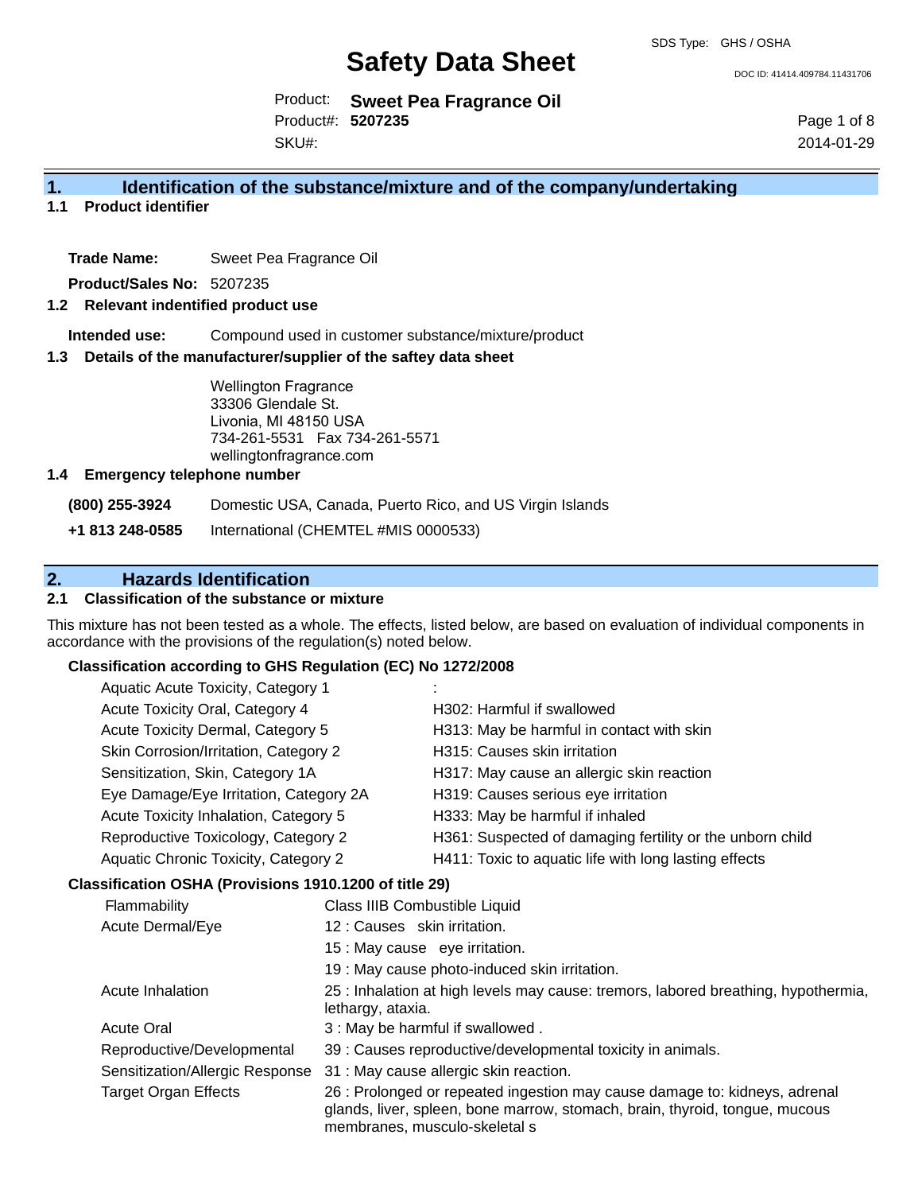SDS Type: GHS / OSHA

# Safety Data Sheet

DOC ID: 41414.409784.11431706

Product: **Sweet Pea Fragrance Oil**
Product#: **5207235**
SKU#:

2014-01-29

## 1. Identification of the substance/mixture and of the company/undertaking

### 1.1 Product identifier

**Trade Name:** Sweet Pea Fragrance Oil

**Product/Sales No:** 5207235

### 1.2 Relevant indentified product use

**Intended use:** Compound used in customer substance/mixture/product

### 1.3 Details of the manufacturer/supplier of the saftey data sheet

Wellington Fragrance
33306 Glendale St.
Livonia, MI 48150 USA
734-261-5531 Fax 734-261-5571
wellingtonfragrance.com

### 1.4 Emergency telephone number

**(800) 255-3924** Domestic USA, Canada, Puerto Rico, and US Virgin Islands

**+1 813 248-0585** International (CHEMTEL #MIS 0000533)

## 2. Hazards Identification

### 2.1 Classification of the substance or mixture

This mixture has not been tested as a whole. The effects, listed below, are based on evaluation of individual components in accordance with the provisions of the regulation(s) noted below.

**Classification according to GHS Regulation (EC) No 1272/2008**

| | |
|---|---|
| Aquatic Acute Toxicity, Category 1 | : |
| Acute Toxicity Oral, Category 4 | H302: Harmful if swallowed |
| Acute Toxicity Dermal, Category 5 | H313: May be harmful in contact with skin |
| Skin Corrosion/Irritation, Category 2 | H315: Causes skin irritation |
| Sensitization, Skin, Category 1A | H317: May cause an allergic skin reaction |
| Eye Damage/Eye Irritation, Category 2A | H319: Causes serious eye irritation |
| Acute Toxicity Inhalation, Category 5 | H333: May be harmful if inhaled |
| Reproductive Toxicology, Category 2 | H361: Suspected of damaging fertility or the unborn child |
| Aquatic Chronic Toxicity, Category 2 | H411: Toxic to aquatic life with long lasting effects |

**Classification OSHA (Provisions 1910.1200 of title 29)**

| | |
|---|---|
| Flammability | Class IIIB Combustible Liquid |
| Acute Dermal/Eye | 12 : Causes skin irritation. |
| | 15 : May cause eye irritation. |
| | 19 : May cause photo-induced skin irritation. |
| Acute Inhalation | 25 : Inhalation at high levels may cause: tremors, labored breathing, hypothermia, lethargy, ataxia. |
| Acute Oral | 3 : May be harmful if swallowed . |
| Reproductive/Developmental | 39 : Causes reproductive/developmental toxicity in animals. |
| Sensitization/Allergic Response | 31 : May cause allergic skin reaction. |
| Target Organ Effects | 26 : Prolonged or repeated ingestion may cause damage to: kidneys, adrenal glands, liver, spleen, bone marrow, stomach, brain, thyroid, tongue, mucous membranes, musculo-skeletal s |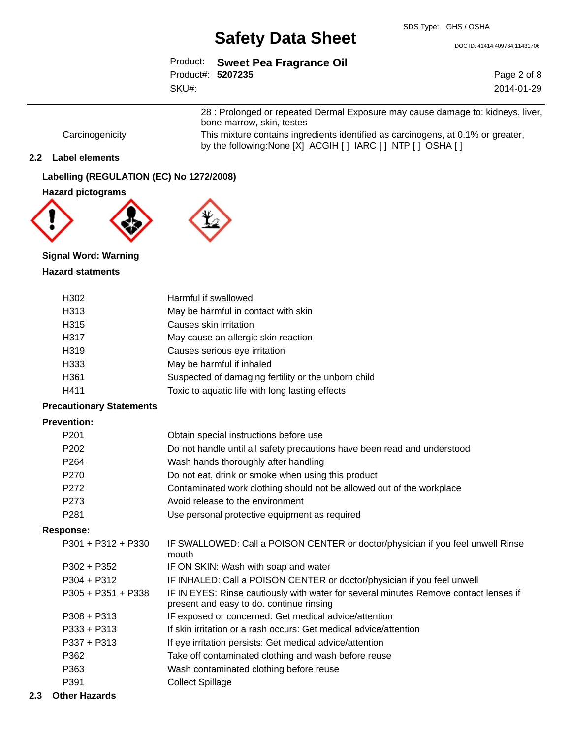| | |
|---|---|
| | 28 : Prolonged or repeated Dermal Exposure may cause damage to: kidneys, liver, bone marrow, skin, testes |
| Carcinogenicity | This mixture contains ingredients identified as carcinogens, at 0.1% or greater, by the following:None [X] ACGIH [ ] IARC [ ] NTP [ ] OSHA [ ] |

## 2.2 Label elements

### Labelling (REGULATION (EC) No 1272/2008)

### Hazard pictograms

**Signal Word: Warning**

**Hazard statments**

| | |
|---|---|
| H302 | Harmful if swallowed |
| H313 | May be harmful in contact with skin |
| H315 | Causes skin irritation |
| H317 | May cause an allergic skin reaction |
| H319 | Causes serious eye irritation |
| H333 | May be harmful if inhaled |
| H361 | Suspected of damaging fertility or the unborn child |
| H411 | Toxic to aquatic life with long lasting effects |

### Precautionary Statements

**Prevention:**

| | |
|---|---|
| P201 | Obtain special instructions before use |
| P202 | Do not handle until all safety precautions have been read and understood |
| P264 | Wash hands thoroughly after handling |
| P270 | Do not eat, drink or smoke when using this product |
| P272 | Contaminated work clothing should not be allowed out of the workplace |
| P273 | Avoid release to the environment |
| P281 | Use personal protective equipment as required |

**Response:**

| | |
|---|---|
| P301 + P312 + P330 | IF SWALLOWED: Call a POISON CENTER or doctor/physician if you feel unwell Rinse mouth |
| P302 + P352 | IF ON SKIN: Wash with soap and water |
| P304 + P312 | IF INHALED: Call a POISON CENTER or doctor/physician if you feel unwell |
| P305 + P351 + P338 | IF IN EYES: Rinse cautiously with water for several minutes Remove contact lenses if present and easy to do. continue rinsing |
| P308 + P313 | IF exposed or concerned: Get medical advice/attention |
| P333 + P313 | If skin irritation or a rash occurs: Get medical advice/attention |
| P337 + P313 | If eye irritation persists: Get medical advice/attention |
| P362 | Take off contaminated clothing and wash before reuse |
| P363 | Wash contaminated clothing before reuse |
| P391 | Collect Spillage |

## 2.3 Other Hazards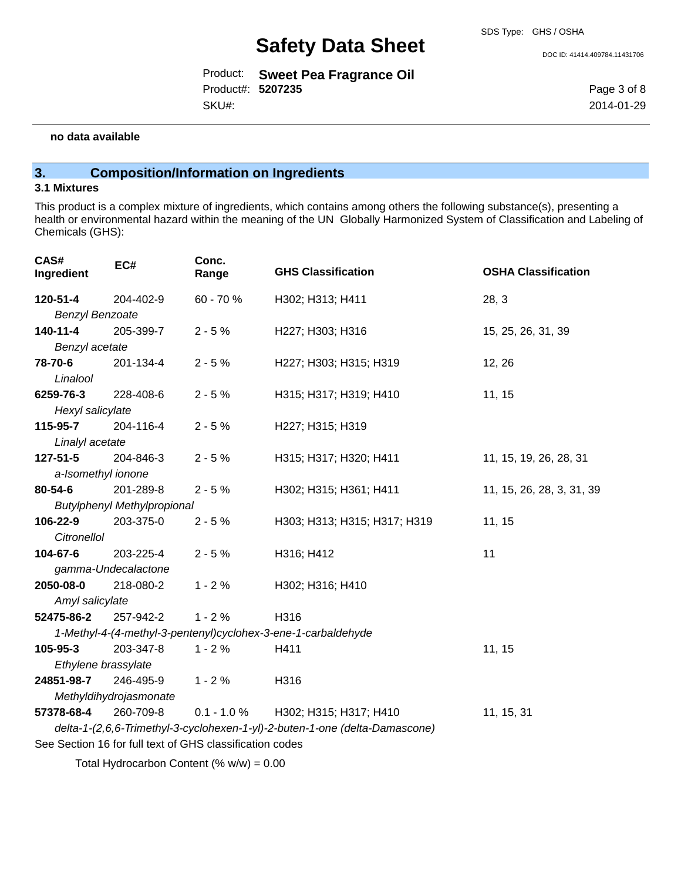no data available

## 3. Composition/Information on Ingredients

### 3.1 Mixtures

This product is a complex mixture of ingredients, which contains among others the following substance(s), presenting a health or environmental hazard within the meaning of the UN Globally Harmonized System of Classification and Labeling of Chemicals (GHS):

| CAS# Ingredient | EC# | Conc. Range | GHS Classification | OSHA Classification |
|---|---|---|---|---|
| **120-51-4** *Benzyl Benzoate* | 204-402-9 | 60 - 70 % | H302; H313; H411 | 28, 3 |
| **140-11-4** *Benzyl acetate* | 205-399-7 | 2 - 5 % | H227; H303; H316 | 15, 25, 26, 31, 39 |
| **78-70-6** *Linalool* | 201-134-4 | 2 - 5 % | H227; H303; H315; H319 | 12, 26 |
| **6259-76-3** *Hexyl salicylate* | 228-408-6 | 2 - 5 % | H315; H317; H319; H410 | 11, 15 |
| **115-95-7** *Linalyl acetate* | 204-116-4 | 2 - 5 % | H227; H315; H319 | |
| **127-51-5** *a-Isomethyl ionone* | 204-846-3 | 2 - 5 % | H315; H317; H320; H411 | 11, 15, 19, 26, 28, 31 |
| **80-54-6** *Butylphenyl Methylpropional* | 201-289-8 | 2 - 5 % | H302; H315; H361; H411 | 11, 15, 26, 28, 3, 31, 39 |
| **106-22-9** *Citronellol* | 203-375-0 | 2 - 5 % | H303; H313; H315; H317; H319 | 11, 15 |
| **104-67-6** *gamma-Undecalactone* | 203-225-4 | 2 - 5 % | H316; H412 | 11 |
| **2050-08-0** *Amyl salicylate* | 218-080-2 | 1 - 2 % | H302; H316; H410 | |
| **52475-86-2** *1-Methyl-4-(4-methyl-3-pentenyl)cyclohex-3-ene-1-carbaldehyde* | 257-942-2 | 1 - 2 % | H316 | |
| **105-95-3** *Ethylene brassylate* | 203-347-8 | 1 - 2 % | H411 | 11, 15 |
| **24851-98-7** *Methyldihydrojasmonate* | 246-495-9 | 1 - 2 % | H316 | |
| **57378-68-4** *delta-1-(2,6,6-Trimethyl-3-cyclohexen-1-yl)-2-buten-1-one (delta-Damascone)* | 260-709-8 | 0.1 - 1.0 % | H302; H315; H317; H410 | 11, 15, 31 |

See Section 16 for full text of GHS classification codes

Total Hydrocarbon Content (% w/w) = 0.00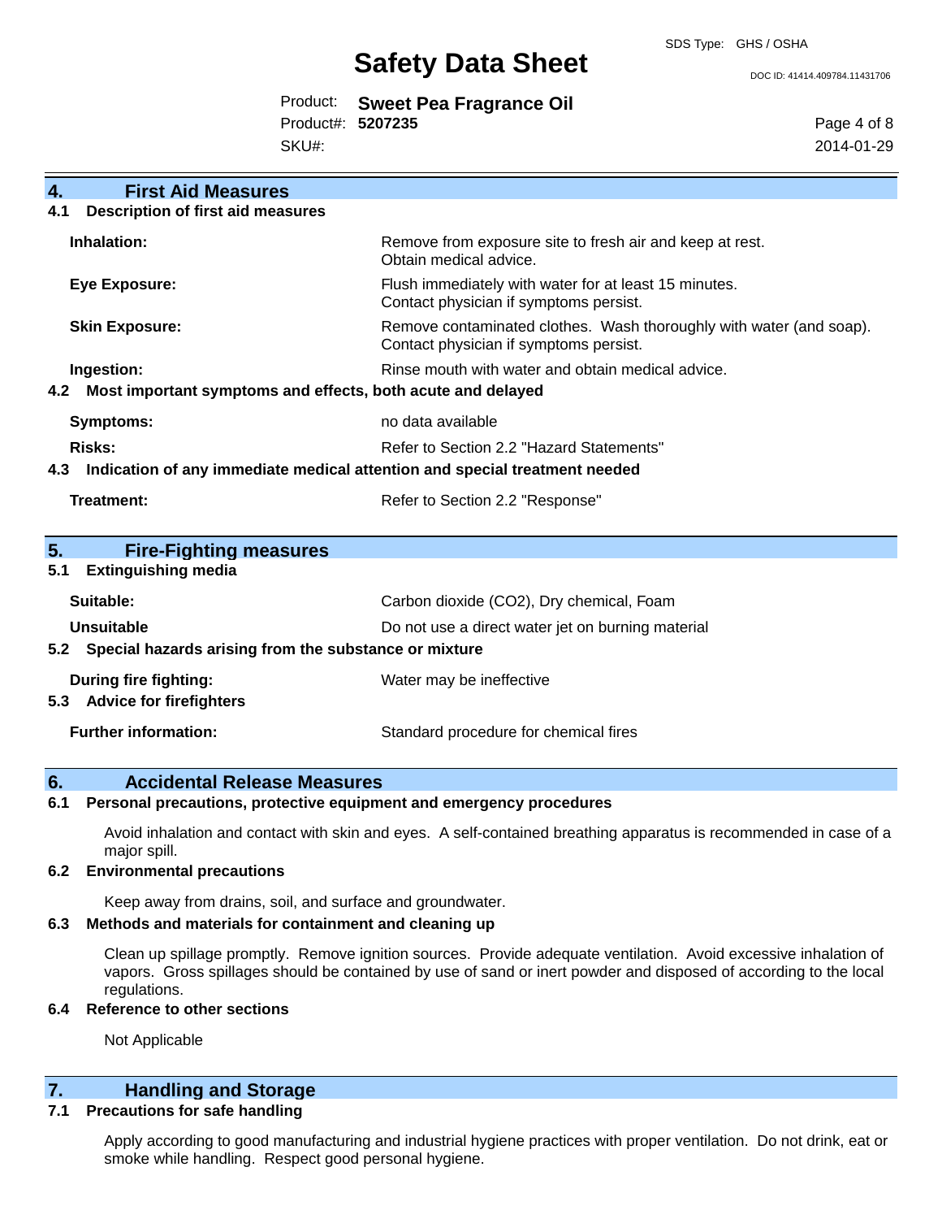## 4. First Aid Measures

### 4.1 Description of first aid measures

| | |
|---|---|
| **Inhalation:** | Remove from exposure site to fresh air and keep at rest. Obtain medical advice. |
| **Eye Exposure:** | Flush immediately with water for at least 15 minutes. Contact physician if symptoms persist. |
| **Skin Exposure:** | Remove contaminated clothes. Wash thoroughly with water (and soap). Contact physician if symptoms persist. |
| **Ingestion:** | Rinse mouth with water and obtain medical advice. |

### 4.2 Most important symptoms and effects, both acute and delayed

| | |
|---|---|
| **Symptoms:** | no data available |
| **Risks:** | Refer to Section 2.2 "Hazard Statements" |

### 4.3 Indication of any immediate medical attention and special treatment needed

| | |
|---|---|
| **Treatment:** | Refer to Section 2.2 "Response" |

## 5. Fire-Fighting measures

### 5.1 Extinguishing media

| | |
|---|---|
| **Suitable:** | Carbon dioxide ($CO_2$), Dry chemical, Foam |
| **Unsuitable** | Do not use a direct water jet on burning material |

### 5.2 Special hazards arising from the substance or mixture

| | |
|---|---|
| **During fire fighting:** | Water may be ineffective |

### 5.3 Advice for firefighters

| | |
|---|---|
| **Further information:** | Standard procedure for chemical fires |

## 6. Accidental Release Measures

### 6.1 Personal precautions, protective equipment and emergency procedures

Avoid inhalation and contact with skin and eyes. A self-contained breathing apparatus is recommended in case of a major spill.

### 6.2 Environmental precautions

Keep away from drains, soil, and surface and groundwater.

### 6.3 Methods and materials for containment and cleaning up

Clean up spillage promptly. Remove ignition sources. Provide adequate ventilation. Avoid excessive inhalation of vapors. Gross spillages should be contained by use of sand or inert powder and disposed of according to the local regulations.

### 6.4 Reference to other sections

Not Applicable

## 7. Handling and Storage

### 7.1 Precautions for safe handling

Apply according to good manufacturing and industrial hygiene practices with proper ventilation. Do not drink, eat or smoke while handling. Respect good personal hygiene.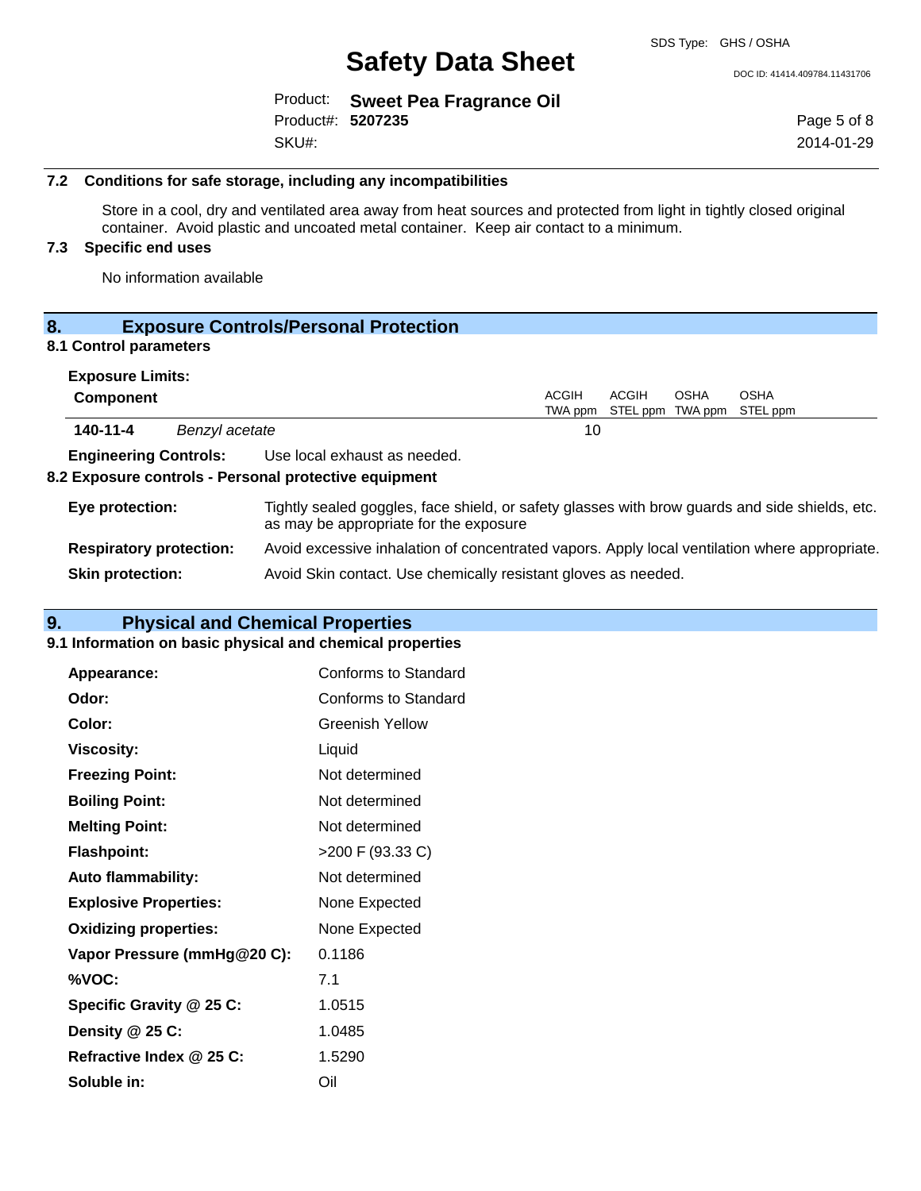### 7.2 Conditions for safe storage, including any incompatibilities

Store in a cool, dry and ventilated area away from heat sources and protected from light in tightly closed original container. Avoid plastic and uncoated metal container. Keep air contact to a minimum.

### 7.3 Specific end uses

No information available

## 8. Exposure Controls/Personal Protection

### 8.1 Control parameters

**Exposure Limits:**

| Component | | ACGIH TWA ppm | ACGIH STEL ppm | OSHA TWA ppm | OSHA STEL ppm |
|---|---|---|---|---|---|
| 140-11-4 | *Benzyl acetate* | 10 | | | |

**Engineering Controls:** Use local exhaust as needed.

### 8.2 Exposure controls - Personal protective equipment

**Eye protection:** Tightly sealed goggles, face shield, or safety glasses with brow guards and side shields, etc. as may be appropriate for the exposure

**Respiratory protection:** Avoid excessive inhalation of concentrated vapors. Apply local ventilation where appropriate.

**Skin protection:** Avoid Skin contact. Use chemically resistant gloves as needed.

## 9. Physical and Chemical Properties

### 9.1 Information on basic physical and chemical properties

| | |
|---|---|
| **Appearance:** | Conforms to Standard |
| **Odor:** | Conforms to Standard |
| **Color:** | Greenish Yellow |
| **Viscosity:** | Liquid |
| **Freezing Point:** | Not determined |
| **Boiling Point:** | Not determined |
| **Melting Point:** | Not determined |
| **Flashpoint:** | >200 F (93.33 C) |
| **Auto flammability:** | Not determined |
| **Explosive Properties:** | None Expected |
| **Oxidizing properties:** | None Expected |
| **Vapor Pressure (mmHg@20 C):** | 0.1186 |
| **%VOC:** | 7.1 |
| **Specific Gravity @ 25 C:** | 1.0515 |
| **Density @ 25 C:** | 1.0485 |
| **Refractive Index @ 25 C:** | 1.5290 |
| **Soluble in:** | Oil |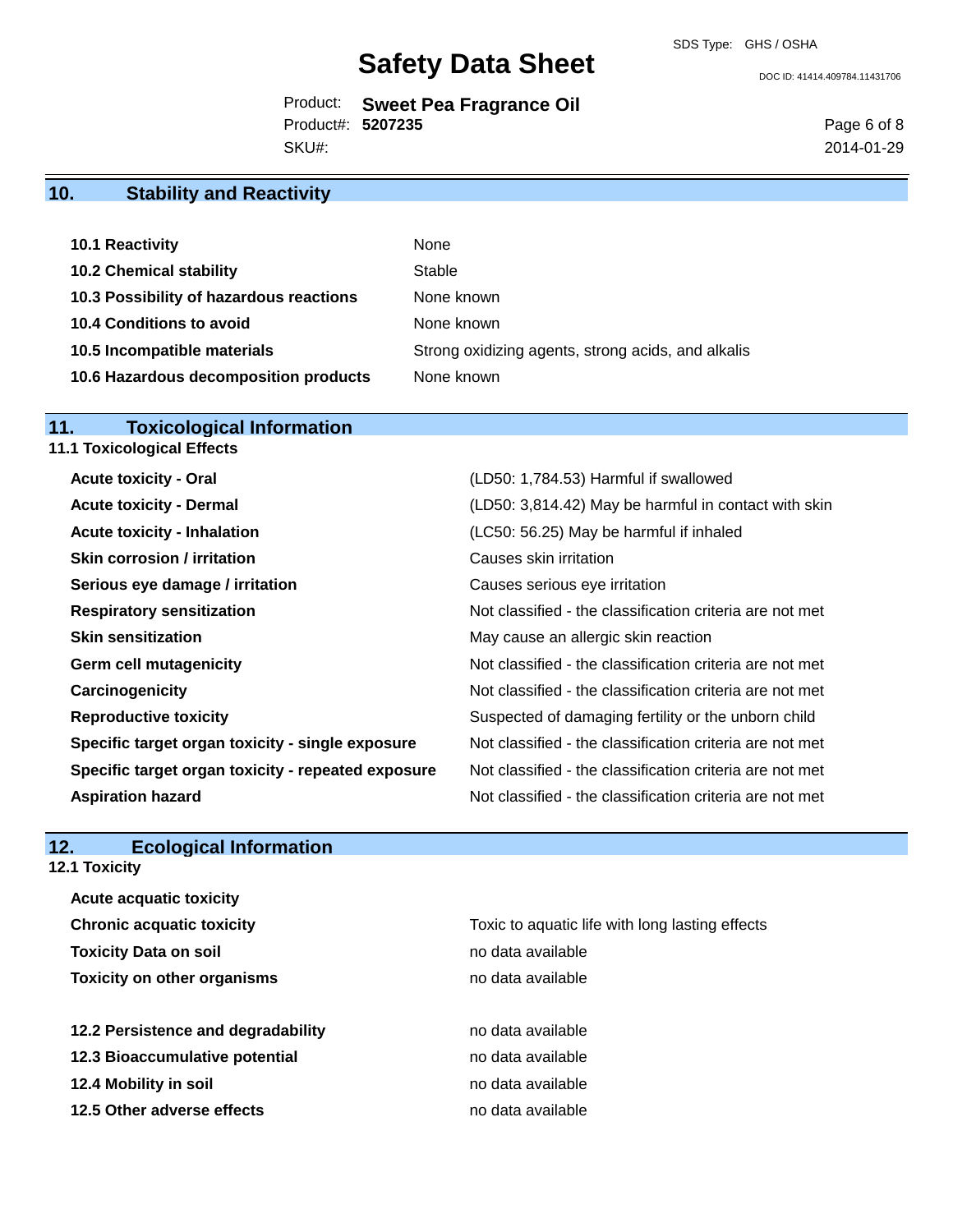## 10. Stability and Reactivity

| | |
|---|---|
| **10.1 Reactivity** | None |
| **10.2 Chemical stability** | Stable |
| **10.3 Possibility of hazardous reactions** | None known |
| **10.4 Conditions to avoid** | None known |
| **10.5 Incompatible materials** | Strong oxidizing agents, strong acids, and alkalis |
| **10.6 Hazardous decomposition products** | None known |

## 11. Toxicological Information

### 11.1 Toxicological Effects

| | |
|---|---|
| **Acute toxicity - Oral** | (LD50: 1,784.53) Harmful if swallowed |
| **Acute toxicity - Dermal** | (LD50: 3,814.42) May be harmful in contact with skin |
| **Acute toxicity - Inhalation** | (LC50: 56.25) May be harmful if inhaled |
| **Skin corrosion / irritation** | Causes skin irritation |
| **Serious eye damage / irritation** | Causes serious eye irritation |
| **Respiratory sensitization** | Not classified - the classification criteria are not met |
| **Skin sensitization** | May cause an allergic skin reaction |
| **Germ cell mutagenicity** | Not classified - the classification criteria are not met |
| **Carcinogenicity** | Not classified - the classification criteria are not met |
| **Reproductive toxicity** | Suspected of damaging fertility or the unborn child |
| **Specific target organ toxicity - single exposure** | Not classified - the classification criteria are not met |
| **Specific target organ toxicity - repeated exposure** | Not classified - the classification criteria are not met |
| **Aspiration hazard** | Not classified - the classification criteria are not met |

## 12. Ecological Information

### 12.1 Toxicity

| | |
|---|---|
| **Acute acquatic toxicity** | |
| **Chronic acquatic toxicity** | Toxic to aquatic life with long lasting effects |
| **Toxicity Data on soil** | no data available |
| **Toxicity on other organisms** | no data available |

| | |
|---|---|
| **12.2 Persistence and degradability** | no data available |
| **12.3 Bioaccumulative potential** | no data available |
| **12.4 Mobility in soil** | no data available |
| **12.5 Other adverse effects** | no data available |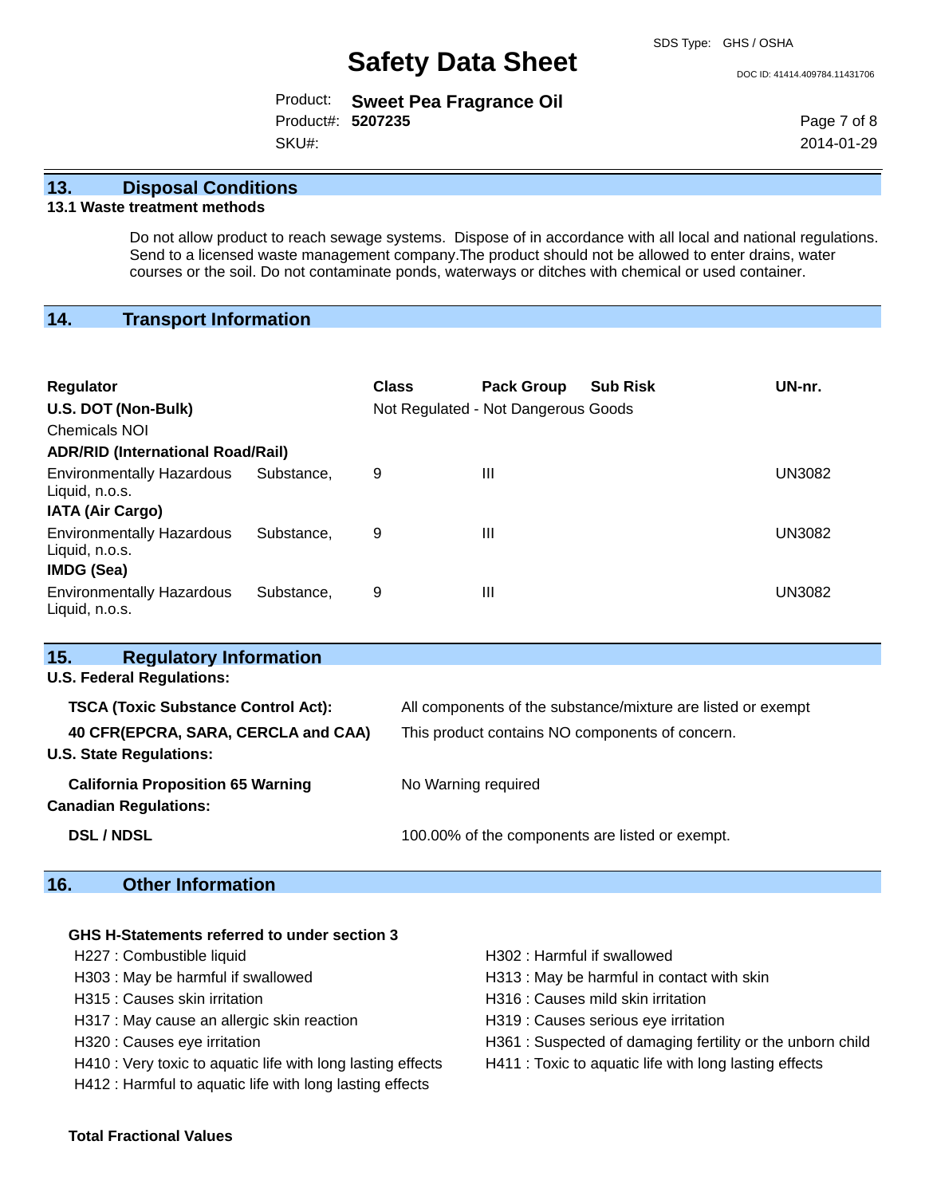## 13. Disposal Conditions

### 13.1 Waste treatment methods

Do not allow product to reach sewage systems. Dispose of in accordance with all local and national regulations. Send to a licensed waste management company.The product should not be allowed to enter drains, water courses or the soil. Do not contaminate ponds, waterways or ditches with chemical or used container.

## 14. Transport Information

| Regulator | Class | Pack Group | Sub Risk | UN-nr. |
|---|---|---|---|---|
| **U.S. DOT (Non-Bulk)** | Not Regulated - Not Dangerous Goods | | | |
| Chemicals NOI | | | | |
| **ADR/RID (International Road/Rail)** | | | | |
| Environmentally Hazardous Substance, Liquid, n.o.s. | 9 | III | | UN3082 |
| **IATA (Air Cargo)** | | | | |
| Environmentally Hazardous Substance, Liquid, n.o.s. | 9 | III | | UN3082 |
| **IMDG (Sea)** | | | | |
| Environmentally Hazardous Substance, Liquid, n.o.s. | 9 | III | | UN3082 |

## 15. Regulatory Information

**U.S. Federal Regulations:**

| | |
|---|---|
| **TSCA (Toxic Substance Control Act):** | All components of the substance/mixture are listed or exempt |
| **40 CFR(EPCRA, SARA, CERCLA and CAA)** | This product contains NO components of concern. |

**U.S. State Regulations:**

| | |
|---|---|
| **California Proposition 65 Warning** | No Warning required |

**Canadian Regulations:**

| | |
|---|---|
| **DSL / NDSL** | 100.00% of the components are listed or exempt. |

## 16. Other Information

**GHS H-Statements referred to under section 3**

- H227 : Combustible liquid
- H303 : May be harmful if swallowed
- H315 : Causes skin irritation
- H317 : May cause an allergic skin reaction
- H320 : Causes eye irritation
- H410 : Very toxic to aquatic life with long lasting effects
- H412 : Harmful to aquatic life with long lasting effects
- H302 : Harmful if swallowed
- H313 : May be harmful in contact with skin
- H316 : Causes mild skin irritation
- H319 : Causes serious eye irritation
- H361 : Suspected of damaging fertility or the unborn child
- H411 : Toxic to aquatic life with long lasting effects

**Total Fractional Values**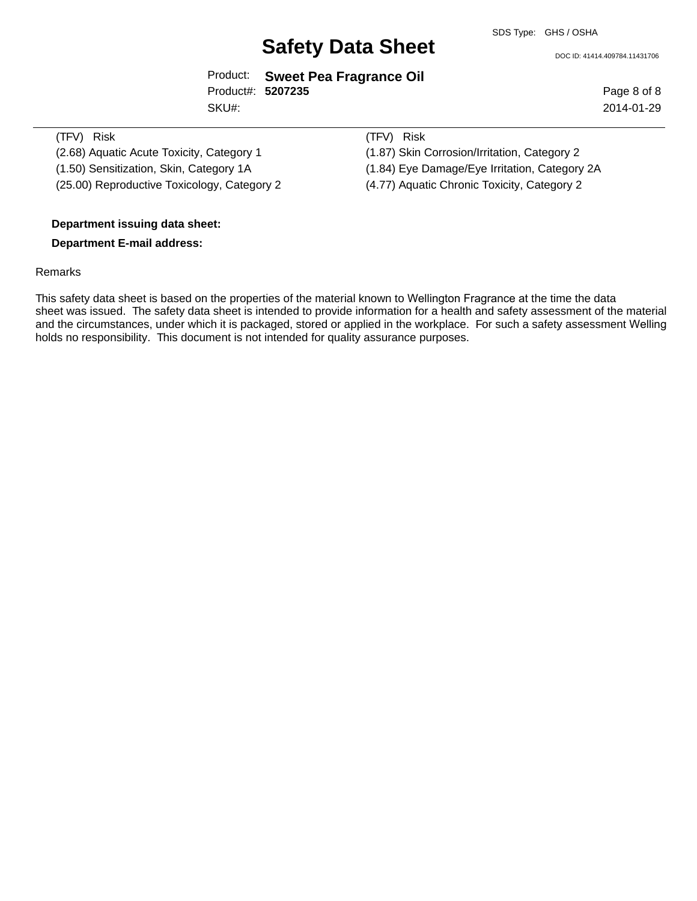| (TFV) Risk | (TFV) Risk |
| --- | --- |
| (2.68) Aquatic Acute Toxicity, Category 1 | (1.87) Skin Corrosion/Irritation, Category 2 |
| (1.50) Sensitization, Skin, Category 1A | (1.84) Eye Damage/Eye Irritation, Category 2A |
| (25.00) Reproductive Toxicology, Category 2 | (4.77) Aquatic Chronic Toxicity, Category 2 |

**Department issuing data sheet:**

**Department E-mail address:**

Remarks

This safety data sheet is based on the properties of the material known to Wellington Fragrance at the time the data sheet was issued. The safety data sheet is intended to provide information for a health and safety assessment of the material and the circumstances, under which it is packaged, stored or applied in the workplace. For such a safety assessment Welling holds no responsibility. This document is not intended for quality assurance purposes.